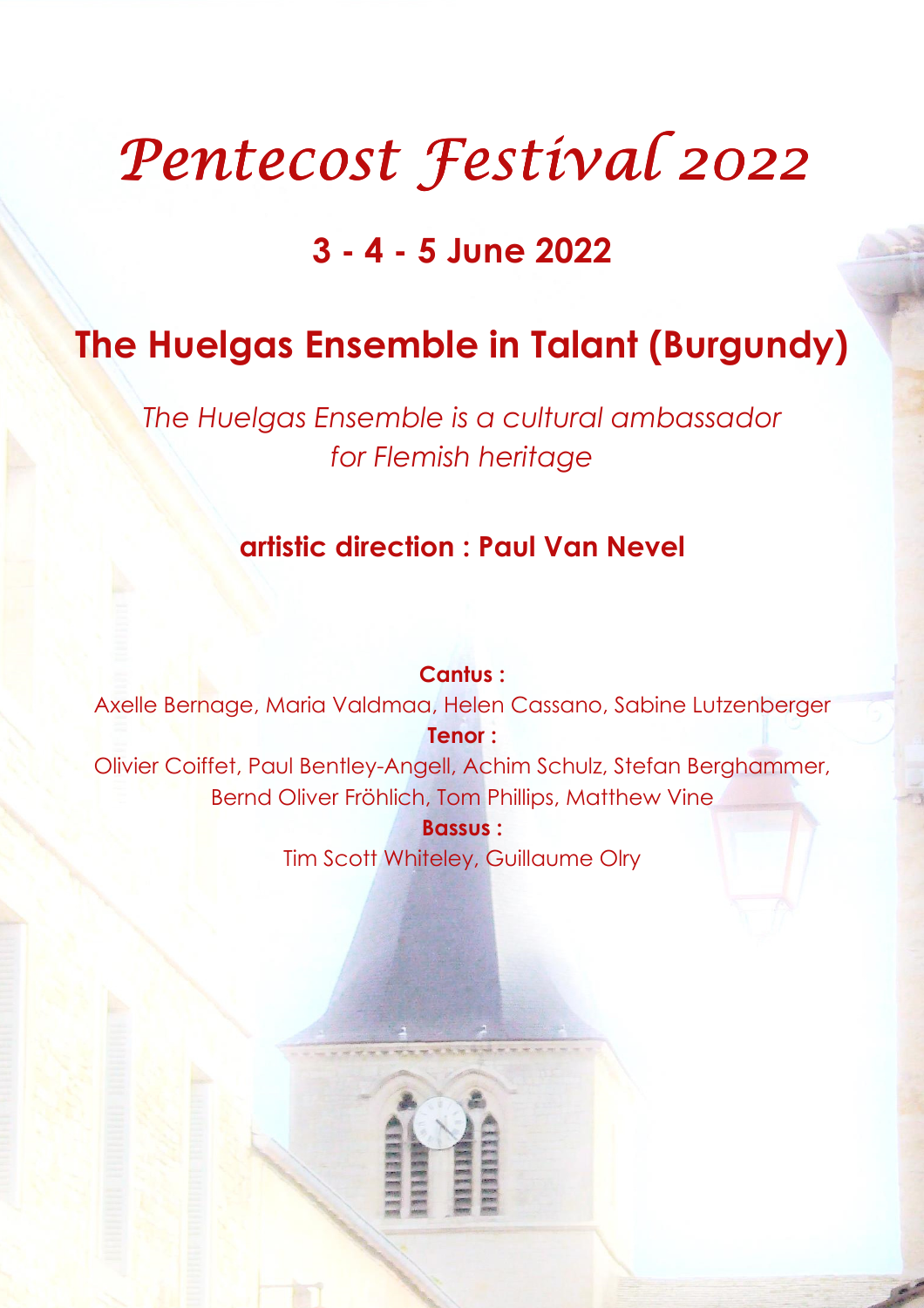# *Pentecost Festival 2022*

## 3 - 4 - 5 June 2022

## The Huelgas Ensemble in Talant (Burgundy)

*The Huelgas Ensemble is a cultural ambassador for Flemish heritage*

**artistic direction : Paul Van Nevel**

**Cantus :**
Axelle Bernage, Maria Valdmaa, Helen Cassano, Sabine Lutzenberger

**Tenor :**
Olivier Coiffet, Paul Bentley-Angell, Achim Schulz, Stefan Berghammer, Bernd Oliver Fröhlich, Tom Phillips, Matthew Vine

**Bassus :**
Tim Scott Whiteley, Guillaume Olry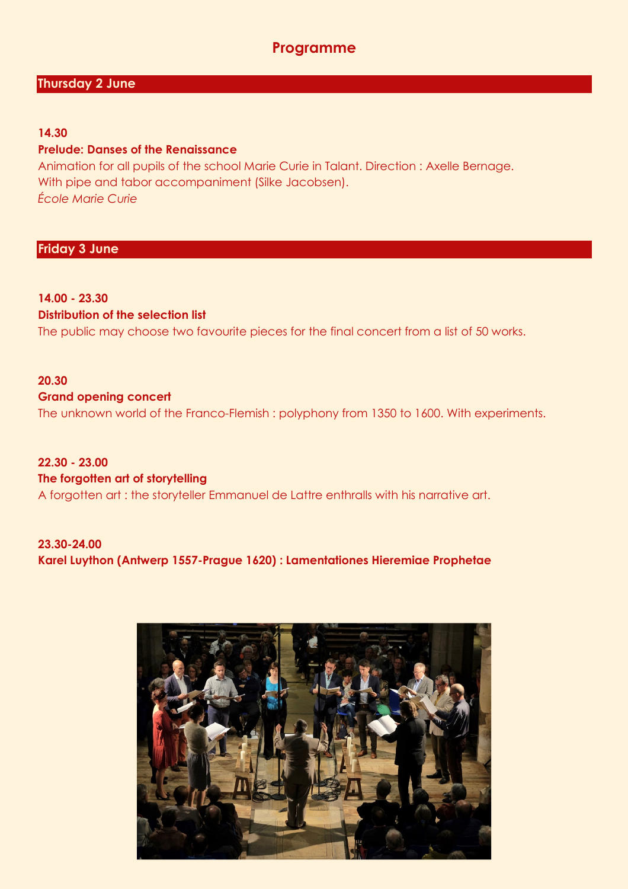# Programme

## Thursday 2 June

**14.30**

**Prelude: Danses of the Renaissance**

Animation for all pupils of the school Marie Curie in Talant. Direction : Axelle Bernage.
With pipe and tabor accompaniment (Silke Jacobsen).
*École Marie Curie*

## Friday 3 June

**14.00 - 23.30**

**Distribution of the selection list**

The public may choose two favourite pieces for the final concert from a list of 50 works.

**20.30**

**Grand opening concert**

The unknown world of the Franco-Flemish : polyphony from 1350 to 1600. With experiments.

**22.30 - 23.00**

**The forgotten art of storytelling**

A forgotten art : the storyteller Emmanuel de Lattre enthralls with his narrative art.

**23.30-24.00**

**Karel Luython (Antwerp 1557-Prague 1620) : Lamentationes Hieremiae Prophetae**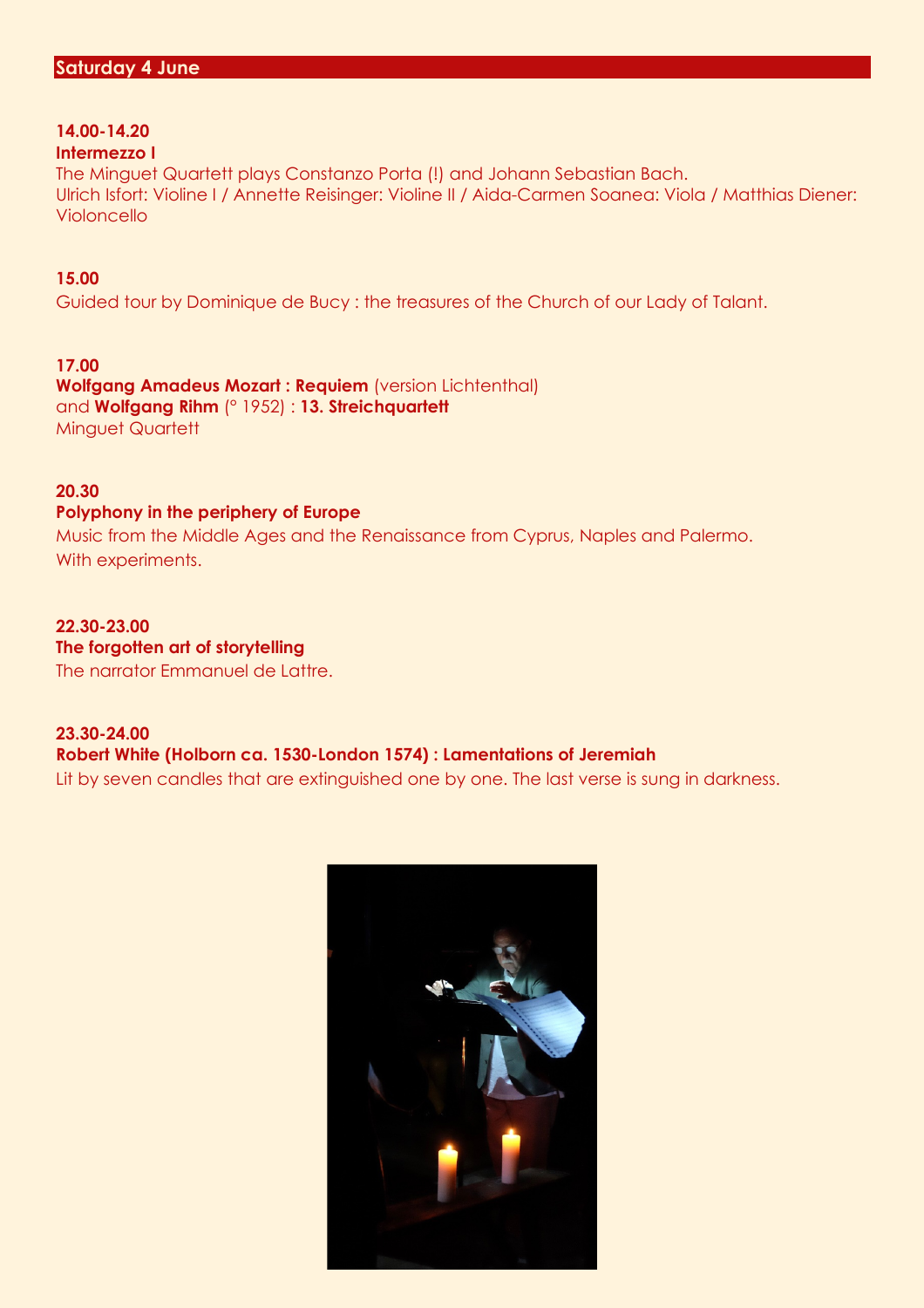## Saturday 4 June

**14.00-14.20**
**Intermezzo I**
The Minguet Quartett plays Constanzo Porta (!) and Johann Sebastian Bach.
Ulrich Isfort: Violine I / Annette Reisinger: Violine II / Aida-Carmen Soanea: Viola / Matthias Diener: Violoncello

**15.00**
Guided tour by Dominique de Bucy : the treasures of the Church of our Lady of Talant.

**17.00**
**Wolfgang Amadeus Mozart : Requiem** (version Lichtenthal)
and **Wolfgang Rihm** (° 1952) : **13. Streichquartett**
Minguet Quartett

**20.30**
**Polyphony in the periphery of Europe**
Music from the Middle Ages and the Renaissance from Cyprus, Naples and Palermo.
With experiments.

**22.30-23.00**
**The forgotten art of storytelling**
The narrator Emmanuel de Lattre.

**23.30-24.00**
**Robert White (Holborn ca. 1530-London 1574) : Lamentations of Jeremiah**
Lit by seven candles that are extinguished one by one. The last verse is sung in darkness.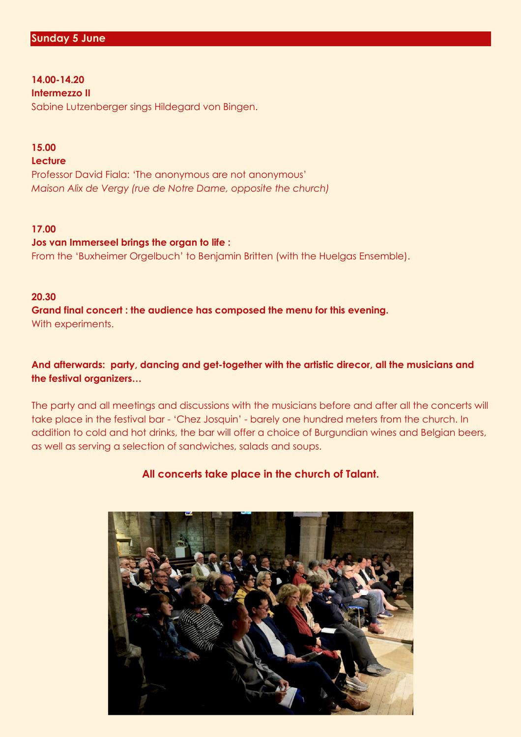## Sunday 5 June

**14.00-14.20**
**Intermezzo II**
Sabine Lutzenberger sings Hildegard von Bingen.

**15.00**
**Lecture**
Professor David Fiala: 'The anonymous are not anonymous'
*Maison Alix de Vergy (rue de Notre Dame, opposite the church)*

**17.00**
**Jos van Immerseel brings the organ to life :**
From the 'Buxheimer Orgelbuch' to Benjamin Britten (with the Huelgas Ensemble).

**20.30**
**Grand final concert : the audience has composed the menu for this evening.**
With experiments.

**And afterwards: party, dancing and get-together with the artistic direcor, all the musicians and the festival organizers…**

The party and all meetings and discussions with the musicians before and after all the concerts will take place in the festival bar - 'Chez Josquin' - barely one hundred meters from the church. In addition to cold and hot drinks, the bar will offer a choice of Burgundian wines and Belgian beers, as well as serving a selection of sandwiches, salads and soups.

**All concerts take place in the church of Talant.**